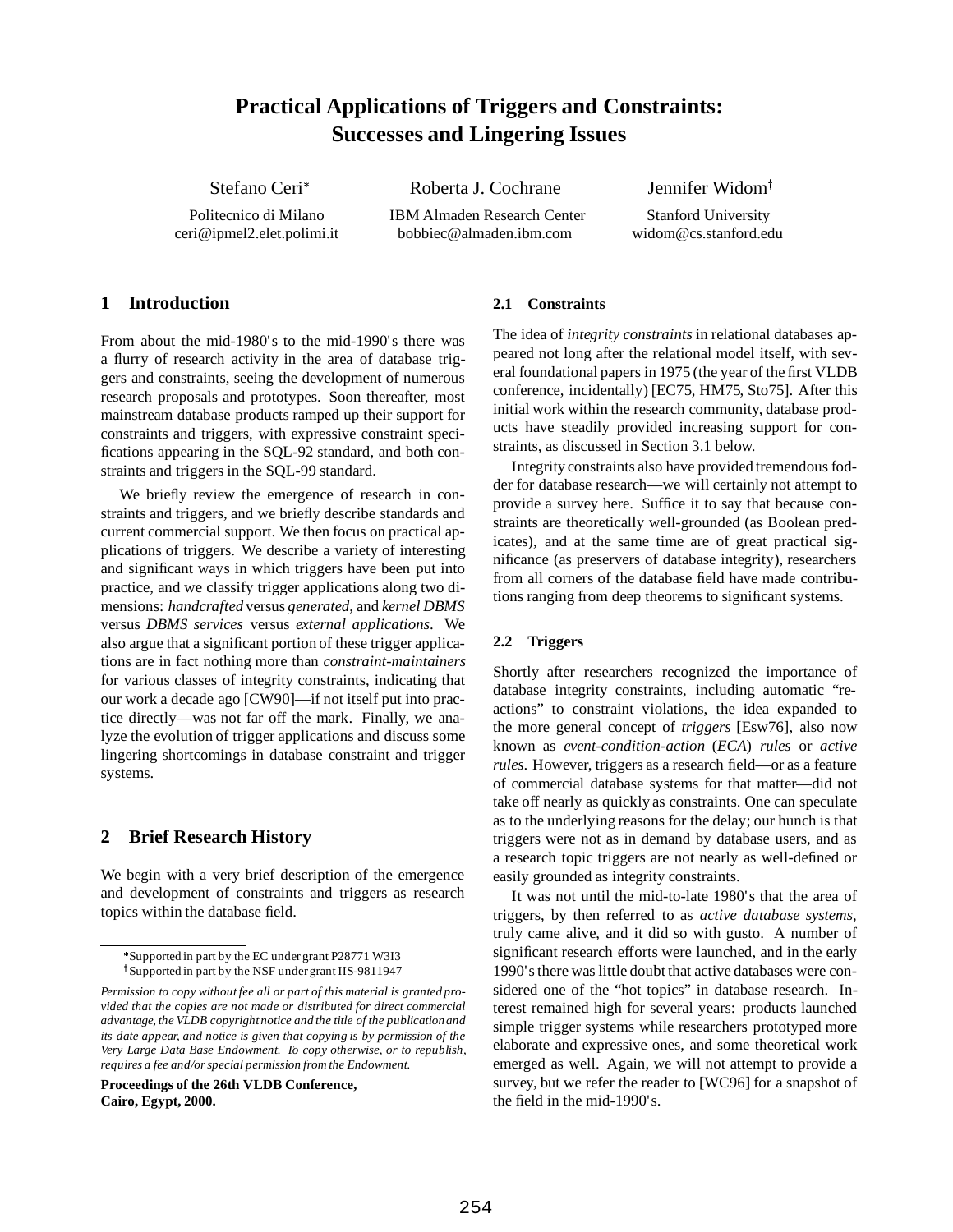# Practical Applications of Triggers and Constraints: Successes and Lingering Issues

Stefano Ceri* — Politecnico di Milano — ceri@ipmel2.elet.polimi.it

Roberta J. Cochrane — IBM Almaden Research Center — bobbiec@almaden.ibm.com

Jennifer Widom† — Stanford University — widom@cs.stanford.edu

## 1 Introduction

From about the mid-1980's to the mid-1990's there was a flurry of research activity in the area of database triggers and constraints, seeing the development of numerous research proposals and prototypes. Soon thereafter, most mainstream database products ramped up their support for constraints and triggers, with expressive constraint specifications appearing in the SQL-92 standard, and both constraints and triggers in the SQL-99 standard.

We briefly review the emergence of research in constraints and triggers, and we briefly describe standards and current commercial support. We then focus on practical applications of triggers. We describe a variety of interesting and significant ways in which triggers have been put into practice, and we classify trigger applications along two dimensions: *handcrafted* versus *generated*, and *kernel DBMS* versus *DBMS services* versus *external applications*. We also argue that a significant portion of these trigger applications are in fact nothing more than *constraint-maintainers* for various classes of integrity constraints, indicating that our work a decade ago [CW90]—if not itself put into practice directly—was not far off the mark. Finally, we analyze the evolution of trigger applications and discuss some lingering shortcomings in database constraint and trigger systems.

## 2 Brief Research History

We begin with a very brief description of the emergence and development of constraints and triggers as research topics within the database field.

*Supported in part by the EC under grant P28771 W3I3

†Supported in part by the NSF under grant IIS-9811947

*Permission to copy without fee all or part of this material is granted provided that the copies are not made or distributed for direct commercial advantage, the VLDB copyright notice and the title of the publication and its date appear, and notice is given that copying is by permission of the Very Large Data Base Endowment. To copy otherwise, or to republish, requires a fee and/or special permission from the Endowment.*

**Proceedings of the 26th VLDB Conference, Cairo, Egypt, 2000.**

### 2.1 Constraints

The idea of *integrity constraints* in relational databases appeared not long after the relational model itself, with several foundational papers in 1975 (the year of the first VLDB conference, incidentally) [EC75, HM75, Sto75]. After this initial work within the research community, database products have steadily provided increasing support for constraints, as discussed in Section 3.1 below.

Integrity constraints also have provided tremendous fodder for database research—we will certainly not attempt to provide a survey here. Suffice it to say that because constraints are theoretically well-grounded (as Boolean predicates), and at the same time are of great practical significance (as preservers of database integrity), researchers from all corners of the database field have made contributions ranging from deep theorems to significant systems.

### 2.2 Triggers

Shortly after researchers recognized the importance of database integrity constraints, including automatic "reactions" to constraint violations, the idea expanded to the more general concept of *triggers* [Esw76], also now known as *event-condition-action* (*ECA*) *rules* or *active rules*. However, triggers as a research field—or as a feature of commercial database systems for that matter—did not take off nearly as quickly as constraints. One can speculate as to the underlying reasons for the delay; our hunch is that triggers were not as in demand by database users, and as a research topic triggers are not nearly as well-defined or easily grounded as integrity constraints.

It was not until the mid-to-late 1980's that the area of triggers, by then referred to as *active database systems*, truly came alive, and it did so with gusto. A number of significant research efforts were launched, and in the early 1990's there was little doubt that active databases were considered one of the "hot topics" in database research. Interest remained high for several years: products launched simple trigger systems while researchers prototyped more elaborate and expressive ones, and some theoretical work emerged as well. Again, we will not attempt to provide a survey, but we refer the reader to [WC96] for a snapshot of the field in the mid-1990's.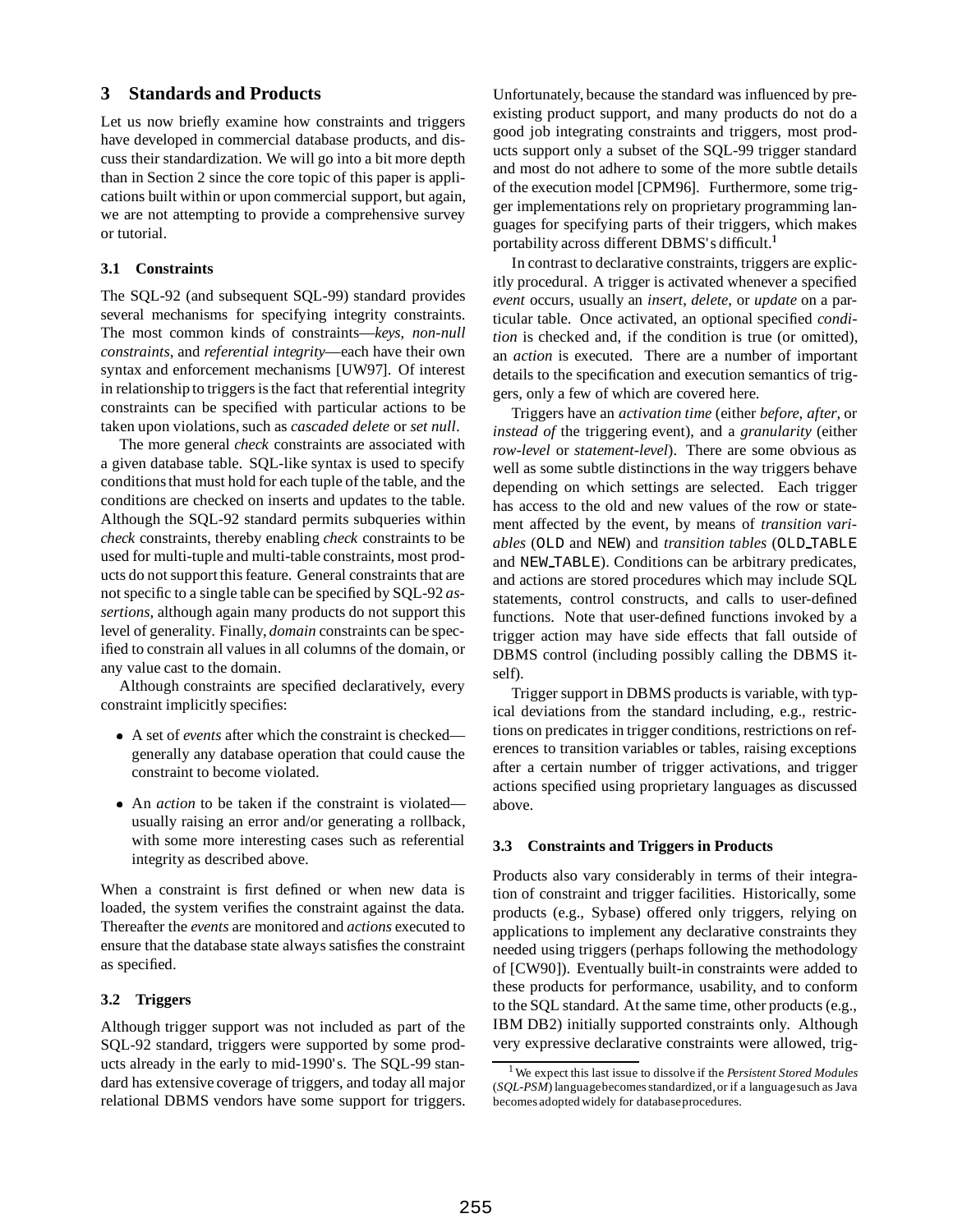## 3 Standards and Products

Let us now briefly examine how constraints and triggers have developed in commercial database products, and discuss their standardization. We will go into a bit more depth than in Section 2 since the core topic of this paper is applications built within or upon commercial support, but again, we are not attempting to provide a comprehensive survey or tutorial.

### 3.1 Constraints

The SQL-92 (and subsequent SQL-99) standard provides several mechanisms for specifying integrity constraints. The most common kinds of constraints—*keys*, *non-null constraints*, and *referential integrity*—each have their own syntax and enforcement mechanisms [UW97]. Of interest in relationship to triggers is the fact that referential integrity constraints can be specified with particular actions to be taken upon violations, such as *cascaded delete* or *set null*.

The more general *check* constraints are associated with a given database table. SQL-like syntax is used to specify conditions that must hold for each tuple of the table, and the conditions are checked on inserts and updates to the table. Although the SQL-92 standard permits subqueries within *check* constraints, thereby enabling *check* constraints to be used for multi-tuple and multi-table constraints, most products do not support this feature. General constraints that are not specific to a single table can be specified by SQL-92 *assertions*, although again many products do not support this level of generality. Finally, *domain* constraints can be specified to constrain all values in all columns of the domain, or any value cast to the domain.

Although constraints are specified declaratively, every constraint implicitly specifies:

- A set of *events* after which the constraint is checked—generally any database operation that could cause the constraint to become violated.
- An *action* to be taken if the constraint is violated—usually raising an error and/or generating a rollback, with some more interesting cases such as referential integrity as described above.

When a constraint is first defined or when new data is loaded, the system verifies the constraint against the data. Thereafter the *events* are monitored and *actions* executed to ensure that the database state always satisfies the constraint as specified.

### 3.2 Triggers

Although trigger support was not included as part of the SQL-92 standard, triggers were supported by some products already in the early to mid-1990's. The SQL-99 standard has extensive coverage of triggers, and today all major relational DBMS vendors have some support for triggers. Unfortunately, because the standard was influenced by preexisting product support, and many products do not do a good job integrating constraints and triggers, most products support only a subset of the SQL-99 trigger standard and most do not adhere to some of the more subtle details of the execution model [CPM96]. Furthermore, some trigger implementations rely on proprietary programming languages for specifying parts of their triggers, which makes portability across different DBMS's difficult.[1]

In contrast to declarative constraints, triggers are explicitly procedural. A trigger is activated whenever a specified *event* occurs, usually an *insert*, *delete*, or *update* on a particular table. Once activated, an optional specified *condition* is checked and, if the condition is true (or omitted), an *action* is executed. There are a number of important details to the specification and execution semantics of triggers, only a few of which are covered here.

Triggers have an *activation time* (either *before*, *after*, or *instead of* the triggering event), and a *granularity* (either *row-level* or *statement-level*). There are some obvious as well as some subtle distinctions in the way triggers behave depending on which settings are selected. Each trigger has access to the old and new values of the row or statement affected by the event, by means of *transition variables* (`OLD` and `NEW`) and *transition tables* (`OLD_TABLE` and `NEW_TABLE`). Conditions can be arbitrary predicates, and actions are stored procedures which may include SQL statements, control constructs, and calls to user-defined functions. Note that user-defined functions invoked by a trigger action may have side effects that fall outside of DBMS control (including possibly calling the DBMS itself).

Trigger support in DBMS products is variable, with typical deviations from the standard including, e.g., restrictions on predicates in trigger conditions, restrictions on references to transition variables or tables, raising exceptions after a certain number of trigger activations, and trigger actions specified using proprietary languages as discussed above.

### 3.3 Constraints and Triggers in Products

Products also vary considerably in terms of their integration of constraint and trigger facilities. Historically, some products (e.g., Sybase) offered only triggers, relying on applications to implement any declarative constraints they needed using triggers (perhaps following the methodology of [CW90]). Eventually built-in constraints were added to these products for performance, usability, and to conform to the SQL standard. At the same time, other products (e.g., IBM DB2) initially supported constraints only. Although very expressive declarative constraints were allowed, trig-

[1] We expect this last issue to dissolve if the *Persistent Stored Modules* (*SQL-PSM*) language becomes standardized, or if a language such as Java becomes adopted widely for database procedures.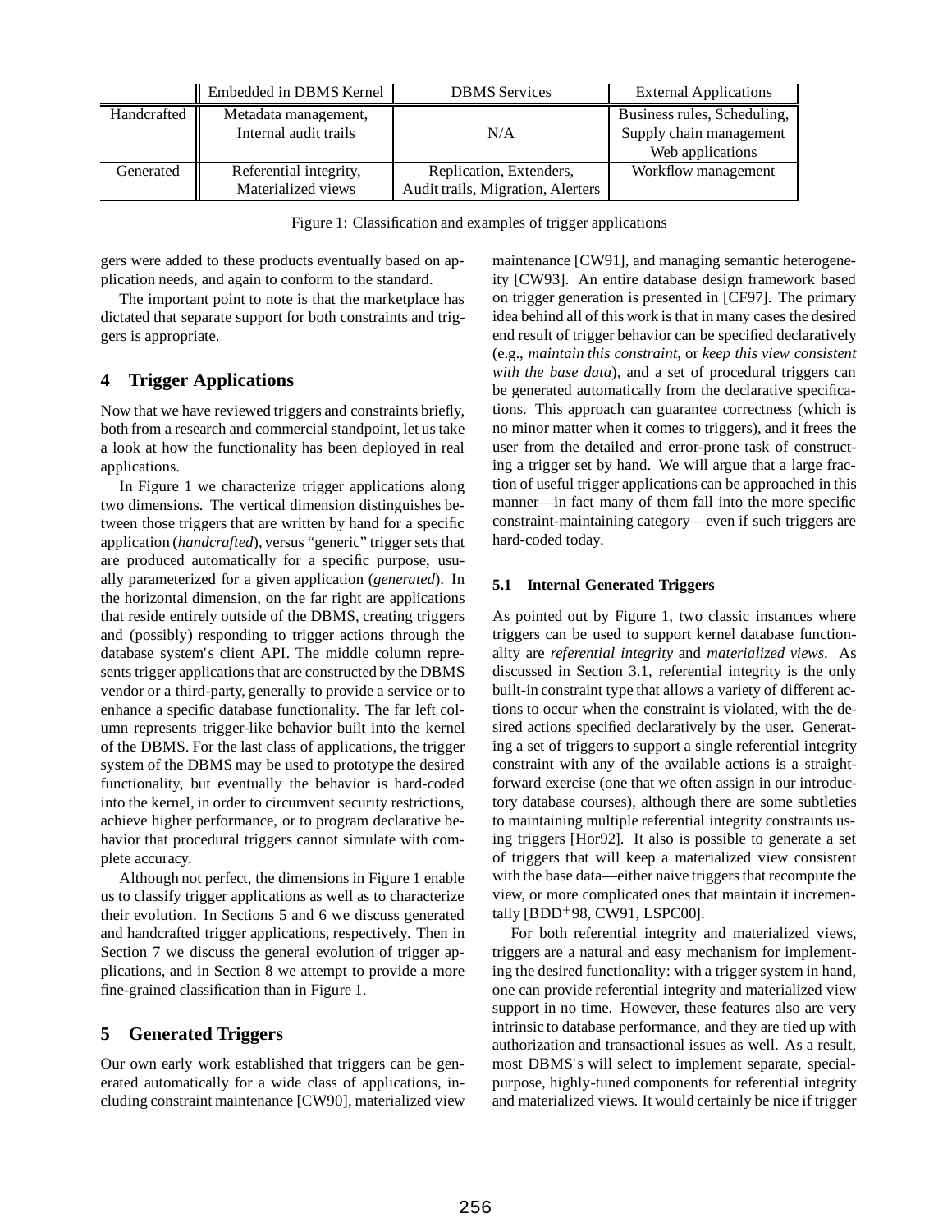| | Embedded in DBMS Kernel | DBMS Services | External Applications |
|---|---|---|---|
| Handcrafted | Metadata management, Internal audit trails | N/A | Business rules, Scheduling, Supply chain management Web applications |
| Generated | Referential integrity, Materialized views | Replication, Extenders, Audit trails, Migration, Alerters | Workflow management |

Figure 1: Classification and examples of trigger applications

gers were added to these products eventually based on application needs, and again to conform to the standard.

The important point to note is that the marketplace has dictated that separate support for both constraints and triggers is appropriate.

## 4 Trigger Applications

Now that we have reviewed triggers and constraints briefly, both from a research and commercial standpoint, let us take a look at how the functionality has been deployed in real applications.

In Figure 1 we characterize trigger applications along two dimensions. The vertical dimension distinguishes between those triggers that are written by hand for a specific application (*handcrafted*), versus "generic" trigger sets that are produced automatically for a specific purpose, usually parameterized for a given application (*generated*). In the horizontal dimension, on the far right are applications that reside entirely outside of the DBMS, creating triggers and (possibly) responding to trigger actions through the database system's client API. The middle column represents trigger applications that are constructed by the DBMS vendor or a third-party, generally to provide a service or to enhance a specific database functionality. The far left column represents trigger-like behavior built into the kernel of the DBMS. For the last class of applications, the trigger system of the DBMS may be used to prototype the desired functionality, but eventually the behavior is hard-coded into the kernel, in order to circumvent security restrictions, achieve higher performance, or to program declarative behavior that procedural triggers cannot simulate with complete accuracy.

Although not perfect, the dimensions in Figure 1 enable us to classify trigger applications as well as to characterize their evolution. In Sections 5 and 6 we discuss generated and handcrafted trigger applications, respectively. Then in Section 7 we discuss the general evolution of trigger applications, and in Section 8 we attempt to provide a more fine-grained classification than in Figure 1.

## 5 Generated Triggers

Our own early work established that triggers can be generated automatically for a wide class of applications, including constraint maintenance [CW90], materialized view maintenance [CW91], and managing semantic heterogeneity [CW93]. An entire database design framework based on trigger generation is presented in [CF97]. The primary idea behind all of this work is that in many cases the desired end result of trigger behavior can be specified declaratively (e.g., *maintain this constraint*, or *keep this view consistent with the base data*), and a set of procedural triggers can be generated automatically from the declarative specifications. This approach can guarantee correctness (which is no minor matter when it comes to triggers), and it frees the user from the detailed and error-prone task of constructing a trigger set by hand. We will argue that a large fraction of useful trigger applications can be approached in this manner—in fact many of them fall into the more specific constraint-maintaining category—even if such triggers are hard-coded today.

### 5.1 Internal Generated Triggers

As pointed out by Figure 1, two classic instances where triggers can be used to support kernel database functionality are *referential integrity* and *materialized views*. As discussed in Section 3.1, referential integrity is the only built-in constraint type that allows a variety of different actions to occur when the constraint is violated, with the desired actions specified declaratively by the user. Generating a set of triggers to support a single referential integrity constraint with any of the available actions is a straightforward exercise (one that we often assign in our introductory database courses), although there are some subtleties to maintaining multiple referential integrity constraints using triggers [Hor92]. It also is possible to generate a set of triggers that will keep a materialized view consistent with the base data—either naive triggers that recompute the view, or more complicated ones that maintain it incrementally [BDD+98, CW91, LSPC00].

For both referential integrity and materialized views, triggers are a natural and easy mechanism for implementing the desired functionality: with a trigger system in hand, one can provide referential integrity and materialized view support in no time. However, these features also are very intrinsic to database performance, and they are tied up with authorization and transactional issues as well. As a result, most DBMS's will select to implement separate, special-purpose, highly-tuned components for referential integrity and materialized views. It would certainly be nice if trigger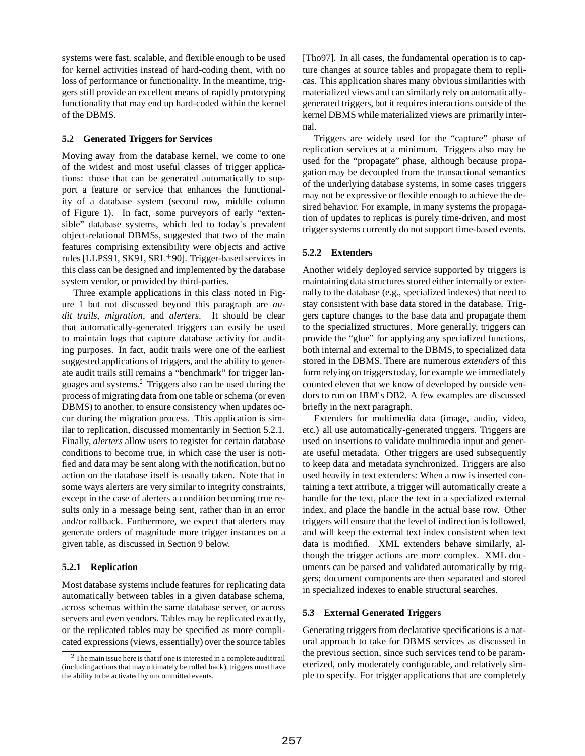systems were fast, scalable, and flexible enough to be used for kernel activities instead of hard-coding them, with no loss of performance or functionality. In the meantime, triggers still provide an excellent means of rapidly prototyping functionality that may end up hard-coded within the kernel of the DBMS.

### 5.2 Generated Triggers for Services

Moving away from the database kernel, we come to one of the widest and most useful classes of trigger applications: those that can be generated automatically to support a feature or service that enhances the functionality of a database system (second row, middle column of Figure 1). In fact, some purveyors of early "extensible" database systems, which led to today's prevalent object-relational DBMSs, suggested that two of the main features comprising extensibility were objects and active rules [LLPS91, SK91, SRL+90]. Trigger-based services in this class can be designed and implemented by the database system vendor, or provided by third-parties.

Three example applications in this class noted in Figure 1 but not discussed beyond this paragraph are *audit trails*, *migration*, and *alerters*. It should be clear that automatically-generated triggers can easily be used to maintain logs that capture database activity for auditing purposes. In fact, audit trails were one of the earliest suggested applications of triggers, and the ability to generate audit trails still remains a "benchmark" for trigger languages and systems.[2] Triggers also can be used during the process of migrating data from one table or schema (or even DBMS) to another, to ensure consistency when updates occur during the migration process. This application is similar to replication, discussed momentarily in Section 5.2.1. Finally, *alerters* allow users to register for certain database conditions to become true, in which case the user is notified and data may be sent along with the notification, but no action on the database itself is usually taken. Note that in some ways alerters are very similar to integrity constraints, except in the case of alerters a condition becoming true results only in a message being sent, rather than in an error and/or rollback. Furthermore, we expect that alerters may generate orders of magnitude more trigger instances on a given table, as discussed in Section 9 below.

#### 5.2.1 Replication

Most database systems include features for replicating data automatically between tables in a given database schema, across schemas within the same database server, or across servers and even vendors. Tables may be replicated exactly, or the replicated tables may be specified as more complicated expressions (views, essentially) over the source tables [Tho97]. In all cases, the fundamental operation is to capture changes at source tables and propagate them to replicas. This application shares many obvious similarities with materialized views and can similarly rely on automatically-generated triggers, but it requires interactions outside of the kernel DBMS while materialized views are primarily internal.

Triggers are widely used for the "capture" phase of replication services at a minimum. Triggers also may be used for the "propagate" phase, although because propagation may be decoupled from the transactional semantics of the underlying database systems, in some cases triggers may not be expressive or flexible enough to achieve the desired behavior. For example, in many systems the propagation of updates to replicas is purely time-driven, and most trigger systems currently do not support time-based events.

#### 5.2.2 Extenders

Another widely deployed service supported by triggers is maintaining data structures stored either internally or externally to the database (e.g., specialized indexes) that need to stay consistent with base data stored in the database. Triggers capture changes to the base data and propagate them to the specialized structures. More generally, triggers can provide the "glue" for applying any specialized functions, both internal and external to the DBMS, to specialized data stored in the DBMS. There are numerous *extenders* of this form relying on triggers today, for example we immediately counted eleven that we know of developed by outside vendors to run on IBM's DB2. A few examples are discussed briefly in the next paragraph.

Extenders for multimedia data (image, audio, video, etc.) all use automatically-generated triggers. Triggers are used on insertions to validate multimedia input and generate useful metadata. Other triggers are used subsequently to keep data and metadata synchronized. Triggers are also used heavily in text extenders: When a row is inserted containing a text attribute, a trigger will automatically create a handle for the text, place the text in a specialized external index, and place the handle in the actual base row. Other triggers will ensure that the level of indirection is followed, and will keep the external text index consistent when text data is modified. XML extenders behave similarly, although the trigger actions are more complex. XML documents can be parsed and validated automatically by triggers; document components are then separated and stored in specialized indexes to enable structural searches.

### 5.3 External Generated Triggers

Generating triggers from declarative specifications is a natural approach to take for DBMS services as discussed in the previous section, since such services tend to be parameterized, only moderately configurable, and relatively simple to specify. For trigger applications that are completely

---

[2] The main issue here is that if one is interested in a complete audit trail (including actions that may ultimately be rolled back), triggers must have the ability to be activated by uncommitted events.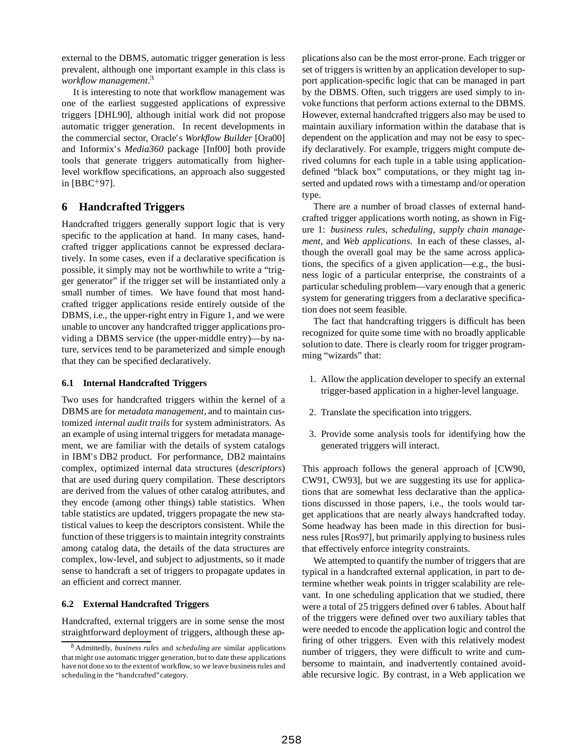external to the DBMS, automatic trigger generation is less prevalent, although one important example in this class is *workflow management*.[3]

It is interesting to note that workflow management was one of the earliest suggested applications of expressive triggers [DHL90], although initial work did not propose automatic trigger generation. In recent developments in the commercial sector, Oracle's *Workflow Builder* [Ora00] and Informix's *Media360* package [Inf00] both provide tools that generate triggers automatically from higher-level workflow specifications, an approach also suggested in [BBC+97].

## 6 Handcrafted Triggers

Handcrafted triggers generally support logic that is very specific to the application at hand. In many cases, handcrafted trigger applications cannot be expressed declaratively. In some cases, even if a declarative specification is possible, it simply may not be worthwhile to write a "trigger generator" if the trigger set will be instantiated only a small number of times. We have found that most handcrafted trigger applications reside entirely outside of the DBMS, i.e., the upper-right entry in Figure 1, and we were unable to uncover any handcrafted trigger applications providing a DBMS service (the upper-middle entry)—by nature, services tend to be parameterized and simple enough that they can be specified declaratively.

### 6.1 Internal Handcrafted Triggers

Two uses for handcrafted triggers within the kernel of a DBMS are for *metadata management*, and to maintain customized *internal audit trails* for system administrators. As an example of using internal triggers for metadata management, we are familiar with the details of system catalogs in IBM's DB2 product. For performance, DB2 maintains complex, optimized internal data structures (*descriptors*) that are used during query compilation. These descriptors are derived from the values of other catalog attributes, and they encode (among other things) table statistics. When table statistics are updated, triggers propagate the new statistical values to keep the descriptors consistent. While the function of these triggers is to maintain integrity constraints among catalog data, the details of the data structures are complex, low-level, and subject to adjustments, so it made sense to handcraft a set of triggers to propagate updates in an efficient and correct manner.

### 6.2 External Handcrafted Triggers

Handcrafted, external triggers are in some sense the most straightforward deployment of triggers, although these applications also can be the most error-prone. Each trigger or set of triggers is written by an application developer to support application-specific logic that can be managed in part by the DBMS. Often, such triggers are used simply to invoke functions that perform actions external to the DBMS. However, external handcrafted triggers also may be used to maintain auxiliary information within the database that is dependent on the application and may not be easy to specify declaratively. For example, triggers might compute derived columns for each tuple in a table using application-defined "black box" computations, or they might tag inserted and updated rows with a timestamp and/or operation type.

There are a number of broad classes of external handcrafted trigger applications worth noting, as shown in Figure 1: *business rules*, *scheduling*, *supply chain management*, and *Web applications*. In each of these classes, although the overall goal may be the same across applications, the specifics of a given application—e.g., the business logic of a particular enterprise, the constraints of a particular scheduling problem—vary enough that a generic system for generating triggers from a declarative specification does not seem feasible.

The fact that handcrafting triggers is difficult has been recognized for quite some time with no broadly applicable solution to date. There is clearly room for trigger programming "wizards" that:

1. Allow the application developer to specify an external trigger-based application in a higher-level language.
2. Translate the specification into triggers.
3. Provide some analysis tools for identifying how the generated triggers will interact.

This approach follows the general approach of [CW90, CW91, CW93], but we are suggesting its use for applications that are somewhat less declarative than the applications discussed in those papers, i.e., the tools would target applications that are nearly always handcrafted today. Some headway has been made in this direction for business rules [Ros97], but primarily applying to business rules that effectively enforce integrity constraints.

We attempted to quantify the number of triggers that are typical in a handcrafted external application, in part to determine whether weak points in trigger scalability are relevant. In one scheduling application that we studied, there were a total of 25 triggers defined over 6 tables. About half of the triggers were defined over two auxiliary tables that were needed to encode the application logic and control the firing of other triggers. Even with this relatively modest number of triggers, they were difficult to write and cumbersome to maintain, and inadvertently contained avoidable recursive logic. By contrast, in a Web application we

[3] Admittedly, *business rules* and *scheduling* are similar applications that might use automatic trigger generation, but to date these applications have not done so to the extent of workflow, so we leave business rules and scheduling in the "handcrafted" category.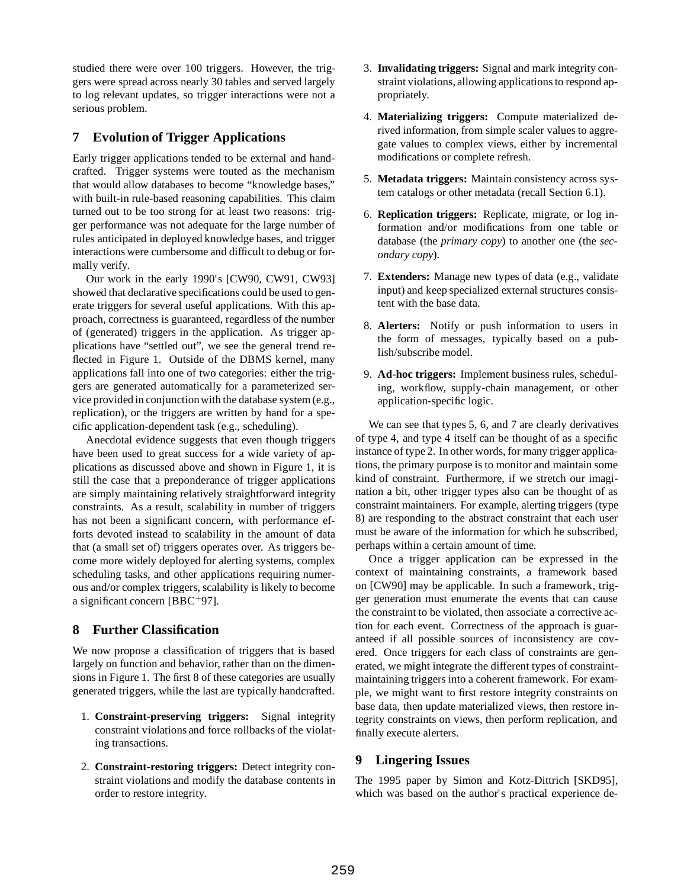studied there were over 100 triggers. However, the triggers were spread across nearly 30 tables and served largely to log relevant updates, so trigger interactions were not a serious problem.

## 7 Evolution of Trigger Applications

Early trigger applications tended to be external and handcrafted. Trigger systems were touted as the mechanism that would allow databases to become "knowledge bases," with built-in rule-based reasoning capabilities. This claim turned out to be too strong for at least two reasons: trigger performance was not adequate for the large number of rules anticipated in deployed knowledge bases, and trigger interactions were cumbersome and difficult to debug or formally verify.

Our work in the early 1990's [CW90, CW91, CW93] showed that declarative specifications could be used to generate triggers for several useful applications. With this approach, correctness is guaranteed, regardless of the number of (generated) triggers in the application. As trigger applications have "settled out", we see the general trend reflected in Figure 1. Outside of the DBMS kernel, many applications fall into one of two categories: either the triggers are generated automatically for a parameterized service provided in conjunction with the database system (e.g., replication), or the triggers are written by hand for a specific application-dependent task (e.g., scheduling).

Anecdotal evidence suggests that even though triggers have been used to great success for a wide variety of applications as discussed above and shown in Figure 1, it is still the case that a preponderance of trigger applications are simply maintaining relatively straightforward integrity constraints. As a result, scalability in number of triggers has not been a significant concern, with performance efforts devoted instead to scalability in the amount of data that (a small set of) triggers operates over. As triggers become more widely deployed for alerting systems, complex scheduling tasks, and other applications requiring numerous and/or complex triggers, scalability is likely to become a significant concern [BBC+97].

## 8 Further Classification

We now propose a classification of triggers that is based largely on function and behavior, rather than on the dimensions in Figure 1. The first 8 of these categories are usually generated triggers, while the last are typically handcrafted.

1. **Constraint-preserving triggers:** Signal integrity constraint violations and force rollbacks of the violating transactions.
2. **Constraint-restoring triggers:** Detect integrity constraint violations and modify the database contents in order to restore integrity.
3. **Invalidating triggers:** Signal and mark integrity constraint violations, allowing applications to respond appropriately.
4. **Materializing triggers:** Compute materialized derived information, from simple scaler values to aggregate values to complex views, either by incremental modifications or complete refresh.
5. **Metadata triggers:** Maintain consistency across system catalogs or other metadata (recall Section 6.1).
6. **Replication triggers:** Replicate, migrate, or log information and/or modifications from one table or database (the *primary copy*) to another one (the *secondary copy*).
7. **Extenders:** Manage new types of data (e.g., validate input) and keep specialized external structures consistent with the base data.
8. **Alerters:** Notify or push information to users in the form of messages, typically based on a publish/subscribe model.
9. **Ad-hoc triggers:** Implement business rules, scheduling, workflow, supply-chain management, or other application-specific logic.

We can see that types 5, 6, and 7 are clearly derivatives of type 4, and type 4 itself can be thought of as a specific instance of type 2. In other words, for many trigger applications, the primary purpose is to monitor and maintain some kind of constraint. Furthermore, if we stretch our imagination a bit, other trigger types also can be thought of as constraint maintainers. For example, alerting triggers (type 8) are responding to the abstract constraint that each user must be aware of the information for which he subscribed, perhaps within a certain amount of time.

Once a trigger application can be expressed in the context of maintaining constraints, a framework based on [CW90] may be applicable. In such a framework, trigger generation must enumerate the events that can cause the constraint to be violated, then associate a corrective action for each event. Correctness of the approach is guaranteed if all possible sources of inconsistency are covered. Once triggers for each class of constraints are generated, we might integrate the different types of constraint-maintaining triggers into a coherent framework. For example, we might want to first restore integrity constraints on base data, then update materialized views, then restore integrity constraints on views, then perform replication, and finally execute alerters.

## 9 Lingering Issues

The 1995 paper by Simon and Kotz-Dittrich [SKD95], which was based on the author's practical experience de-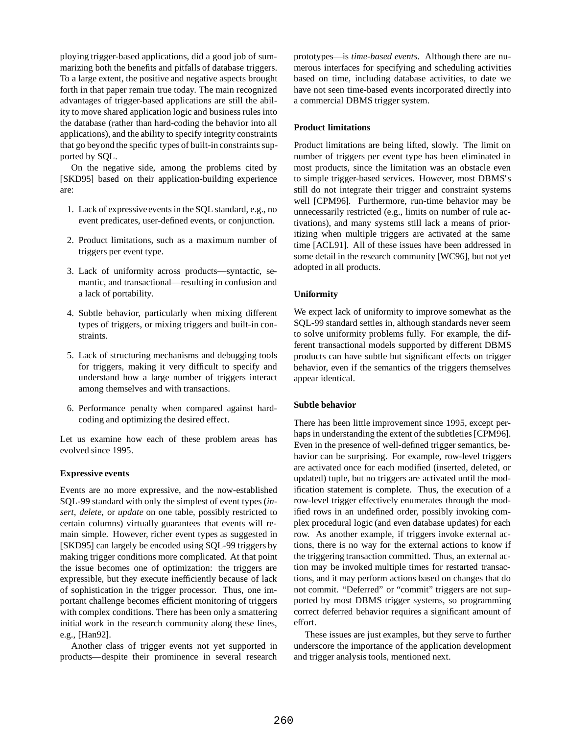ploying trigger-based applications, did a good job of summarizing both the benefits and pitfalls of database triggers. To a large extent, the positive and negative aspects brought forth in that paper remain true today. The main recognized advantages of trigger-based applications are still the ability to move shared application logic and business rules into the database (rather than hard-coding the behavior into all applications), and the ability to specify integrity constraints that go beyond the specific types of built-in constraints supported by SQL.

On the negative side, among the problems cited by [SKD95] based on their application-building experience are:

1. Lack of expressive events in the SQL standard, e.g., no event predicates, user-defined events, or conjunction.
2. Product limitations, such as a maximum number of triggers per event type.
3. Lack of uniformity across products—syntactic, semantic, and transactional—resulting in confusion and a lack of portability.
4. Subtle behavior, particularly when mixing different types of triggers, or mixing triggers and built-in constraints.
5. Lack of structuring mechanisms and debugging tools for triggers, making it very difficult to specify and understand how a large number of triggers interact among themselves and with transactions.
6. Performance penalty when compared against hard-coding and optimizing the desired effect.

Let us examine how each of these problem areas has evolved since 1995.

**Expressive events**

Events are no more expressive, and the now-established SQL-99 standard with only the simplest of event types (*insert*, *delete*, or *update* on one table, possibly restricted to certain columns) virtually guarantees that events will remain simple. However, richer event types as suggested in [SKD95] can largely be encoded using SQL-99 triggers by making trigger conditions more complicated. At that point the issue becomes one of optimization: the triggers are expressible, but they execute inefficiently because of lack of sophistication in the trigger processor. Thus, one important challenge becomes efficient monitoring of triggers with complex conditions. There has been only a smattering initial work in the research community along these lines, e.g., [Han92].

Another class of trigger events not yet supported in products—despite their prominence in several research prototypes—is *time-based events*. Although there are numerous interfaces for specifying and scheduling activities based on time, including database activities, to date we have not seen time-based events incorporated directly into a commercial DBMS trigger system.

**Product limitations**

Product limitations are being lifted, slowly. The limit on number of triggers per event type has been eliminated in most products, since the limitation was an obstacle even to simple trigger-based services. However, most DBMS's still do not integrate their trigger and constraint systems well [CPM96]. Furthermore, run-time behavior may be unnecessarily restricted (e.g., limits on number of rule activations), and many systems still lack a means of prioritizing when multiple triggers are activated at the same time [ACL91]. All of these issues have been addressed in some detail in the research community [WC96], but not yet adopted in all products.

**Uniformity**

We expect lack of uniformity to improve somewhat as the SQL-99 standard settles in, although standards never seem to solve uniformity problems fully. For example, the different transactional models supported by different DBMS products can have subtle but significant effects on trigger behavior, even if the semantics of the triggers themselves appear identical.

**Subtle behavior**

There has been little improvement since 1995, except perhaps in understanding the extent of the subtleties [CPM96]. Even in the presence of well-defined trigger semantics, behavior can be surprising. For example, row-level triggers are activated once for each modified (inserted, deleted, or updated) tuple, but no triggers are activated until the modification statement is complete. Thus, the execution of a row-level trigger effectively enumerates through the modified rows in an undefined order, possibly invoking complex procedural logic (and even database updates) for each row. As another example, if triggers invoke external actions, there is no way for the external actions to know if the triggering transaction committed. Thus, an external action may be invoked multiple times for restarted transactions, and it may perform actions based on changes that do not commit. "Deferred" or "commit" triggers are not supported by most DBMS trigger systems, so programming correct deferred behavior requires a significant amount of effort.

These issues are just examples, but they serve to further underscore the importance of the application development and trigger analysis tools, mentioned next.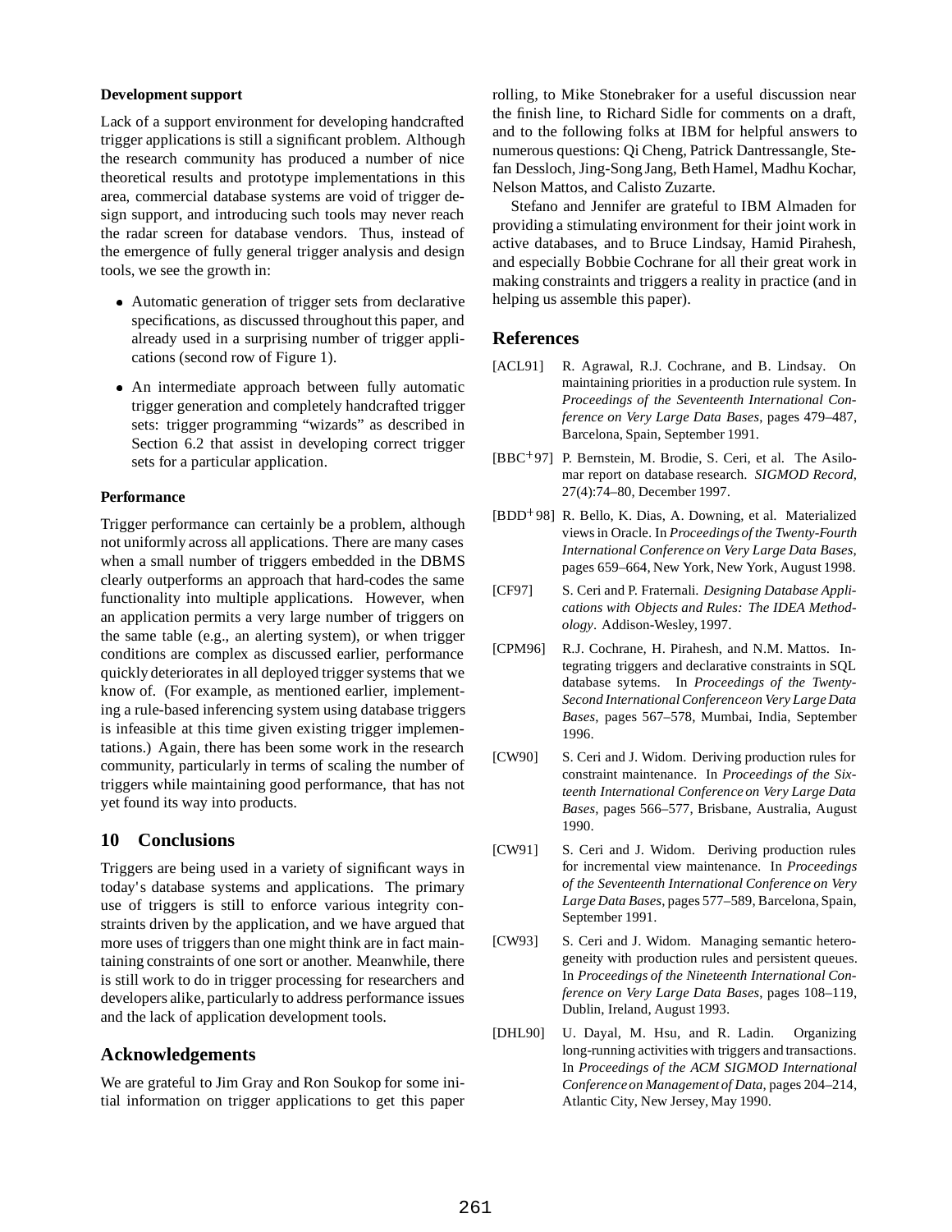**Development support**

Lack of a support environment for developing handcrafted trigger applications is still a significant problem. Although the research community has produced a number of nice theoretical results and prototype implementations in this area, commercial database systems are void of trigger design support, and introducing such tools may never reach the radar screen for database vendors. Thus, instead of the emergence of fully general trigger analysis and design tools, we see the growth in:

- Automatic generation of trigger sets from declarative specifications, as discussed throughout this paper, and already used in a surprising number of trigger applications (second row of Figure 1).
- An intermediate approach between fully automatic trigger generation and completely handcrafted trigger sets: trigger programming "wizards" as described in Section 6.2 that assist in developing correct trigger sets for a particular application.

**Performance**

Trigger performance can certainly be a problem, although not uniformly across all applications. There are many cases when a small number of triggers embedded in the DBMS clearly outperforms an approach that hard-codes the same functionality into multiple applications. However, when an application permits a very large number of triggers on the same table (e.g., an alerting system), or when trigger conditions are complex as discussed earlier, performance quickly deteriorates in all deployed trigger systems that we know of. (For example, as mentioned earlier, implementing a rule-based inferencing system using database triggers is infeasible at this time given existing trigger implementations.) Again, there has been some work in the research community, particularly in terms of scaling the number of triggers while maintaining good performance, that has not yet found its way into products.

## 10 Conclusions

Triggers are being used in a variety of significant ways in today's database systems and applications. The primary use of triggers is still to enforce various integrity constraints driven by the application, and we have argued that more uses of triggers than one might think are in fact maintaining constraints of one sort or another. Meanwhile, there is still work to do in trigger processing for researchers and developers alike, particularly to address performance issues and the lack of application development tools.

## Acknowledgements

We are grateful to Jim Gray and Ron Soukop for some initial information on trigger applications to get this paper rolling, to Mike Stonebraker for a useful discussion near the finish line, to Richard Sidle for comments on a draft, and to the following folks at IBM for helpful answers to numerous questions: Qi Cheng, Patrick Dantressangle, Stefan Dessloch, Jing-Song Jang, Beth Hamel, Madhu Kochar, Nelson Mattos, and Calisto Zuzarte.

Stefano and Jennifer are grateful to IBM Almaden for providing a stimulating environment for their joint work in active databases, and to Bruce Lindsay, Hamid Pirahesh, and especially Bobbie Cochrane for all their great work in making constraints and triggers a reality in practice (and in helping us assemble this paper).

## References

[ACL91] R. Agrawal, R.J. Cochrane, and B. Lindsay. On maintaining priorities in a production rule system. In *Proceedings of the Seventeenth International Conference on Very Large Data Bases*, pages 479–487, Barcelona, Spain, September 1991.

[BBC+97] P. Bernstein, M. Brodie, S. Ceri, et al. The Asilomar report on database research. *SIGMOD Record*, 27(4):74–80, December 1997.

[BDD+98] R. Bello, K. Dias, A. Downing, et al. Materialized views in Oracle. In *Proceedings of the Twenty-Fourth International Conference on Very Large Data Bases*, pages 659–664, New York, New York, August 1998.

[CF97] S. Ceri and P. Fraternali. *Designing Database Applications with Objects and Rules: The IDEA Methodology*. Addison-Wesley, 1997.

[CPM96] R.J. Cochrane, H. Pirahesh, and N.M. Mattos. Integrating triggers and declarative constraints in SQL database sytems. In *Proceedings of the Twenty-Second International Conference on Very Large Data Bases*, pages 567–578, Mumbai, India, September 1996.

[CW90] S. Ceri and J. Widom. Deriving production rules for constraint maintenance. In *Proceedings of the Sixteenth International Conference on Very Large Data Bases*, pages 566–577, Brisbane, Australia, August 1990.

[CW91] S. Ceri and J. Widom. Deriving production rules for incremental view maintenance. In *Proceedings of the Seventeenth International Conference on Very Large Data Bases*, pages 577–589, Barcelona, Spain, September 1991.

[CW93] S. Ceri and J. Widom. Managing semantic heterogeneity with production rules and persistent queues. In *Proceedings of the Nineteenth International Conference on Very Large Data Bases*, pages 108–119, Dublin, Ireland, August 1993.

[DHL90] U. Dayal, M. Hsu, and R. Ladin. Organizing long-running activities with triggers and transactions. In *Proceedings of the ACM SIGMOD International Conference on Management of Data*, pages 204–214, Atlantic City, New Jersey, May 1990.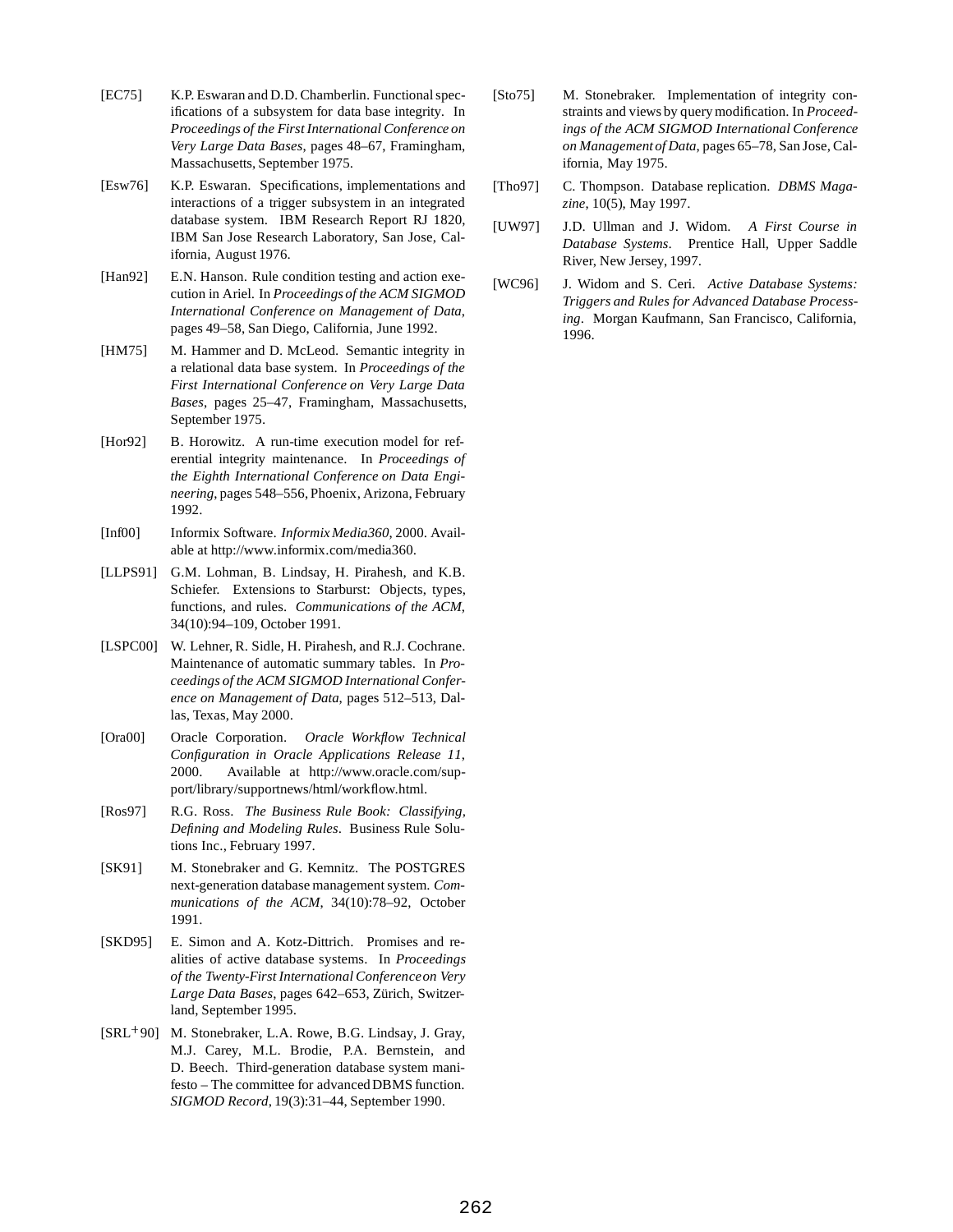[EC75] K.P. Eswaran and D.D. Chamberlin. Functional specifications of a subsystem for data base integrity. In *Proceedings of the First International Conference on Very Large Data Bases*, pages 48–67, Framingham, Massachusetts, September 1975.

[Esw76] K.P. Eswaran. Specifications, implementations and interactions of a trigger subsystem in an integrated database system. IBM Research Report RJ 1820, IBM San Jose Research Laboratory, San Jose, California, August 1976.

[Han92] E.N. Hanson. Rule condition testing and action execution in Ariel. In *Proceedings of the ACM SIGMOD International Conference on Management of Data*, pages 49–58, San Diego, California, June 1992.

[HM75] M. Hammer and D. McLeod. Semantic integrity in a relational data base system. In *Proceedings of the First International Conference on Very Large Data Bases*, pages 25–47, Framingham, Massachusetts, September 1975.

[Hor92] B. Horowitz. A run-time execution model for referential integrity maintenance. In *Proceedings of the Eighth International Conference on Data Engineering*, pages 548–556, Phoenix, Arizona, February 1992.

[Inf00] Informix Software. *Informix Media360*, 2000. Available at http://www.informix.com/media360.

[LLPS91] G.M. Lohman, B. Lindsay, H. Pirahesh, and K.B. Schiefer. Extensions to Starburst: Objects, types, functions, and rules. *Communications of the ACM*, 34(10):94–109, October 1991.

[LSPC00] W. Lehner, R. Sidle, H. Pirahesh, and R.J. Cochrane. Maintenance of automatic summary tables. In *Proceedings of the ACM SIGMOD International Conference on Management of Data*, pages 512–513, Dallas, Texas, May 2000.

[Ora00] Oracle Corporation. *Oracle Workflow Technical Configuration in Oracle Applications Release 11*, 2000. Available at http://www.oracle.com/support/library/supportnews/html/workflow.html.

[Ros97] R.G. Ross. *The Business Rule Book: Classifying, Defining and Modeling Rules*. Business Rule Solutions Inc., February 1997.

[SK91] M. Stonebraker and G. Kemnitz. The POSTGRES next-generation database management system. *Communications of the ACM*, 34(10):78–92, October 1991.

[SKD95] E. Simon and A. Kotz-Dittrich. Promises and realities of active database systems. In *Proceedings of the Twenty-First International Conference on Very Large Data Bases*, pages 642–653, Zürich, Switzerland, September 1995.

[SRL+90] M. Stonebraker, L.A. Rowe, B.G. Lindsay, J. Gray, M.J. Carey, M.L. Brodie, P.A. Bernstein, and D. Beech. Third-generation database system manifesto – The committee for advanced DBMS function. *SIGMOD Record*, 19(3):31–44, September 1990.

[Sto75] M. Stonebraker. Implementation of integrity constraints and views by query modification. In *Proceedings of the ACM SIGMOD International Conference on Management of Data*, pages 65–78, San Jose, California, May 1975.

[Tho97] C. Thompson. Database replication. *DBMS Magazine*, 10(5), May 1997.

[UW97] J.D. Ullman and J. Widom. *A First Course in Database Systems*. Prentice Hall, Upper Saddle River, New Jersey, 1997.

[WC96] J. Widom and S. Ceri. *Active Database Systems: Triggers and Rules for Advanced Database Processing*. Morgan Kaufmann, San Francisco, California, 1996.